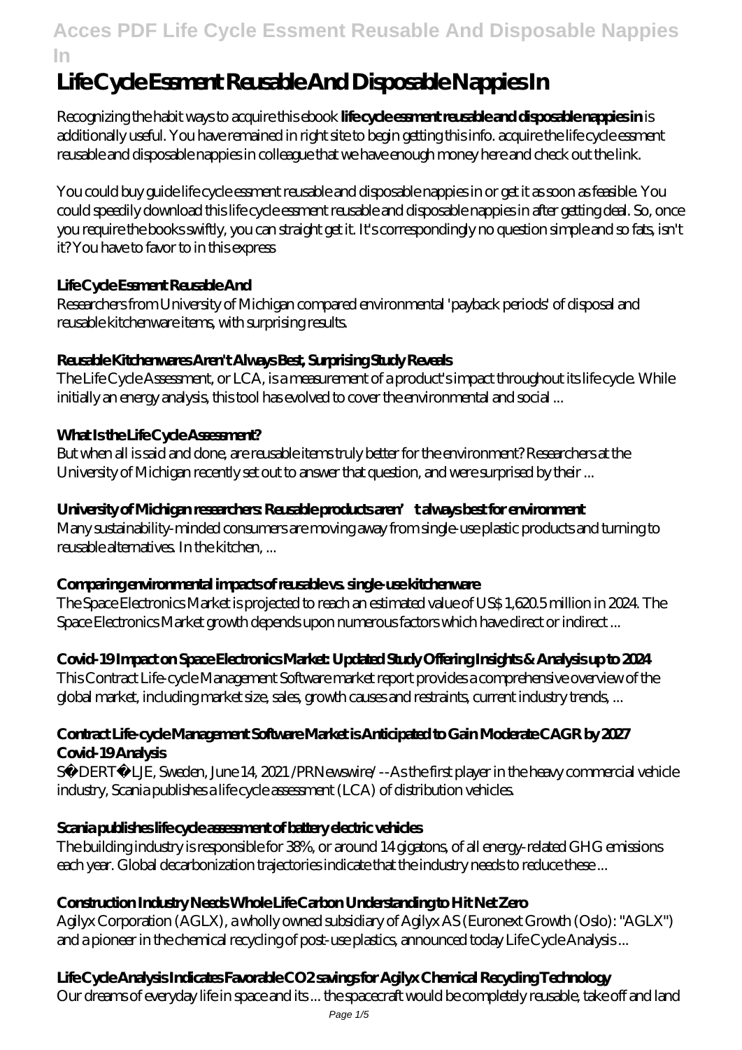# Life Cycle Essment Reusable And Disposable Nappies In

Recognizing the habit ways to acquire this ebook **life cycle essment reusable and disposable nappies in** is additionally useful. You have remained in right site to begin getting this info. acquire the life cycle essment reusable and disposable nappies in colleague that we have enough money here and check out the link.

You could buy guide life cycle essment reusable and disposable nappies in or get it as soon as feasible. You could speedily download this life cycle essment reusable and disposable nappies in after getting deal. So, once you require the books swiftly, you can straight get it. It's correspondingly no question simple and so fats, isn't it? You have to favor to in this express

### Life Cycle Essment Reusable And

Researchers from University of Michigan compared environmental 'payback periods' of disposal and reusable kitchenware items, with surprising results.

### Reusable Kitchenwares Aren't Always Best, Surprising Study Reveals

The Life Cycle Assessment, or LCA, is a measurement of a product's impact throughout its life cycle. While initially an energy analysis, this tool has evolved to cover the environmental and social ...

### What Is the Life Cycle Assessment?

But when all is said and done, are reusable items truly better for the environment? Researchers at the University of Michigan recently set out to answer that question, and were surprised by their ...

### University of Michigan researchers: Reusable products aren't always best for environment

Many sustainability-minded consumers are moving away from single-use plastic products and turning to reusable alternatives. In the kitchen, ...

### Comparing environmental impacts of reusable vs. single-use kitchenware

The Space Electronics Market is projected to reach an estimated value of US$ 1,620.5 million in 2024. The Space Electronics Market growth depends upon numerous factors which have direct or indirect ...

### Covid-19 Impact on Space Electronics Market: Updated Study Offering Insights & Analysis up to 2024

This Contract Life-cycle Management Software market report provides a comprehensive overview of the global market, including market size, sales, growth causes and restraints, current industry trends, ...

### Contract Life-cycle Management Software Market is Anticipated to Gain Moderate CAGR by 2027 Covid-19 Analysis

SÖDERTÄLJE, Sweden, June 14, 2021 /PRNewswire/ --As the first player in the heavy commercial vehicle industry, Scania publishes a life cycle assessment (LCA) of distribution vehicles.

### Scania publishes life cycle assessment of battery electric vehicles

The building industry is responsible for 38%, or around 14 gigatons, of all energy-related GHG emissions each year. Global decarbonization trajectories indicate that the industry needs to reduce these ...

### Construction Industry Needs Whole Life Carbon Understanding to Hit Net Zero

Agilyx Corporation (AGLX), a wholly owned subsidiary of Agilyx AS (Euronext Growth (Oslo): "AGLX") and a pioneer in the chemical recycling of post-use plastics, announced today Life Cycle Analysis ...

### Life Cycle Analysis Indicates Favorable CO2 savings for Agilyx Chemical Recycling Technology

Our dreams of everyday life in space and its ... the spacecraft would be completely reusable, take off and land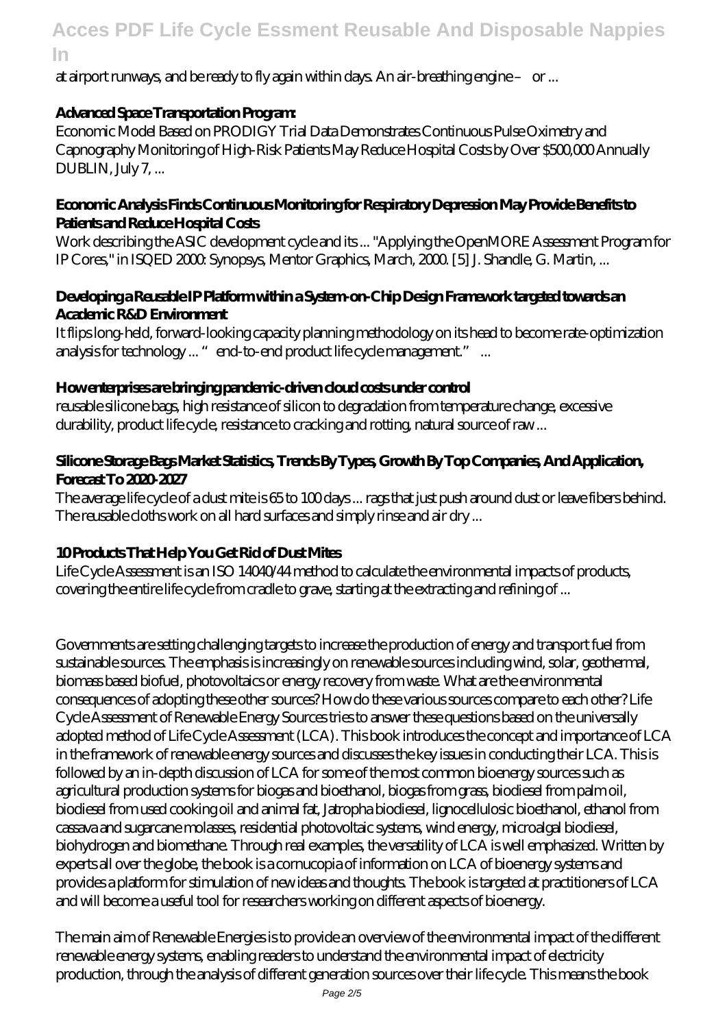at airport runways, and be ready to fly again within days. An air-breathing engine – or ...

**Advanced Space Transportation Program:**

Economic Model Based on PRODIGY Trial Data Demonstrates Continuous Pulse Oximetry and Capnography Monitoring of High-Risk Patients May Reduce Hospital Costs by Over $500,000 Annually DUBLIN, July 7, ...

**Economic Analysis Finds Continuous Monitoring for Respiratory Depression May Provide Benefits to Patients and Reduce Hospital Costs**

Work describing the ASIC development cycle and its ... "Applying the OpenMORE Assessment Program for IP Cores," in ISQED 2000: Synopsys, Mentor Graphics, March, 2000. [5] J. Shandle, G. Martin, ...

**Developing a Reusable IP Platform within a System-on-Chip Design Framework targeted towards an Academic R&D Environment**

It flips long-held, forward-looking capacity planning methodology on its head to become rate-optimization analysis for technology ... "end-to-end product life cycle management." ...

**How enterprises are bringing pandemic-driven cloud costs under control**

reusable silicone bags, high resistance of silicon to degradation from temperature change, excessive durability, product life cycle, resistance to cracking and rotting, natural source of raw ...

**Silicone Storage Bags Market Statistics, Trends By Types, Growth By Top Companies, And Application, Forecast To 2020-2027**

The average life cycle of a dust mite is 65 to 100 days ... rags that just push around dust or leave fibers behind. The reusable cloths work on all hard surfaces and simply rinse and air dry ...

**10 Products That Help You Get Rid of Dust Mites**

Life Cycle Assessment is an ISO 14040/44 method to calculate the environmental impacts of products, covering the entire life cycle from cradle to grave, starting at the extracting and refining of ...

Governments are setting challenging targets to increase the production of energy and transport fuel from sustainable sources. The emphasis is increasingly on renewable sources including wind, solar, geothermal, biomass based biofuel, photovoltaics or energy recovery from waste. What are the environmental consequences of adopting these other sources? How do these various sources compare to each other? Life Cycle Assessment of Renewable Energy Sources tries to answer these questions based on the universally adopted method of Life Cycle Assessment (LCA). This book introduces the concept and importance of LCA in the framework of renewable energy sources and discusses the key issues in conducting their LCA. This is followed by an in-depth discussion of LCA for some of the most common bioenergy sources such as agricultural production systems for biogas and bioethanol, biogas from grass, biodiesel from palm oil, biodiesel from used cooking oil and animal fat, Jatropha biodiesel, lignocellulosic bioethanol, ethanol from cassava and sugarcane molasses, residential photovoltaic systems, wind energy, microalgal biodiesel, biohydrogen and biomethane. Through real examples, the versatility of LCA is well emphasized. Written by experts all over the globe, the book is a cornucopia of information on LCA of bioenergy systems and provides a platform for stimulation of new ideas and thoughts. The book is targeted at practitioners of LCA and will become a useful tool for researchers working on different aspects of bioenergy.

The main aim of Renewable Energies is to provide an overview of the environmental impact of the different renewable energy systems, enabling readers to understand the environmental impact of electricity production, through the analysis of different generation sources over their life cycle. This means the book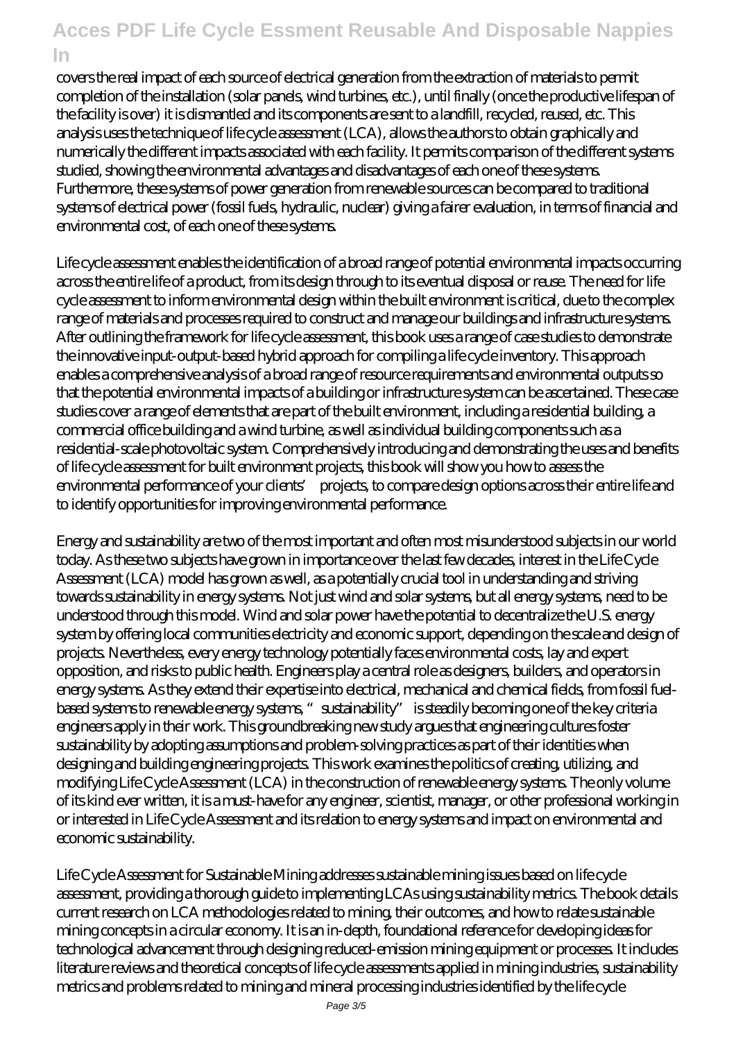covers the real impact of each source of electrical generation from the extraction of materials to permit completion of the installation (solar panels, wind turbines, etc.), until finally (once the productive lifespan of the facility is over) it is dismantled and its components are sent to a landfill, recycled, reused, etc. This analysis uses the technique of life cycle assessment (LCA), allows the authors to obtain graphically and numerically the different impacts associated with each facility. It permits comparison of the different systems studied, showing the environmental advantages and disadvantages of each one of these systems. Furthermore, these systems of power generation from renewable sources can be compared to traditional systems of electrical power (fossil fuels, hydraulic, nuclear) giving a fairer evaluation, in terms of financial and environmental cost, of each one of these systems.

Life cycle assessment enables the identification of a broad range of potential environmental impacts occurring across the entire life of a product, from its design through to its eventual disposal or reuse. The need for life cycle assessment to inform environmental design within the built environment is critical, due to the complex range of materials and processes required to construct and manage our buildings and infrastructure systems. After outlining the framework for life cycle assessment, this book uses a range of case studies to demonstrate the innovative input-output-based hybrid approach for compiling a life cycle inventory. This approach enables a comprehensive analysis of a broad range of resource requirements and environmental outputs so that the potential environmental impacts of a building or infrastructure system can be ascertained. These case studies cover a range of elements that are part of the built environment, including a residential building, a commercial office building and a wind turbine, as well as individual building components such as a residential-scale photovoltaic system. Comprehensively introducing and demonstrating the uses and benefits of life cycle assessment for built environment projects, this book will show you how to assess the environmental performance of your clients' projects, to compare design options across their entire life and to identify opportunities for improving environmental performance.

Energy and sustainability are two of the most important and often most misunderstood subjects in our world today. As these two subjects have grown in importance over the last few decades, interest in the Life Cycle Assessment (LCA) model has grown as well, as a potentially crucial tool in understanding and striving towards sustainability in energy systems. Not just wind and solar systems, but all energy systems, need to be understood through this model. Wind and solar power have the potential to decentralize the U.S. energy system by offering local communities electricity and economic support, depending on the scale and design of projects. Nevertheless, every energy technology potentially faces environmental costs, lay and expert opposition, and risks to public health. Engineers play a central role as designers, builders, and operators in energy systems. As they extend their expertise into electrical, mechanical and chemical fields, from fossil fuel-based systems to renewable energy systems, "sustainability" is steadily becoming one of the key criteria engineers apply in their work. This groundbreaking new study argues that engineering cultures foster sustainability by adopting assumptions and problem-solving practices as part of their identities when designing and building engineering projects. This work examines the politics of creating, utilizing, and modifying Life Cycle Assessment (LCA) in the construction of renewable energy systems. The only volume of its kind ever written, it is a must-have for any engineer, scientist, manager, or other professional working in or interested in Life Cycle Assessment and its relation to energy systems and impact on environmental and economic sustainability.

Life Cycle Assessment for Sustainable Mining addresses sustainable mining issues based on life cycle assessment, providing a thorough guide to implementing LCAs using sustainability metrics. The book details current research on LCA methodologies related to mining, their outcomes, and how to relate sustainable mining concepts in a circular economy. It is an in-depth, foundational reference for developing ideas for technological advancement through designing reduced-emission mining equipment or processes. It includes literature reviews and theoretical concepts of life cycle assessments applied in mining industries, sustainability metrics and problems related to mining and mineral processing industries identified by the life cycle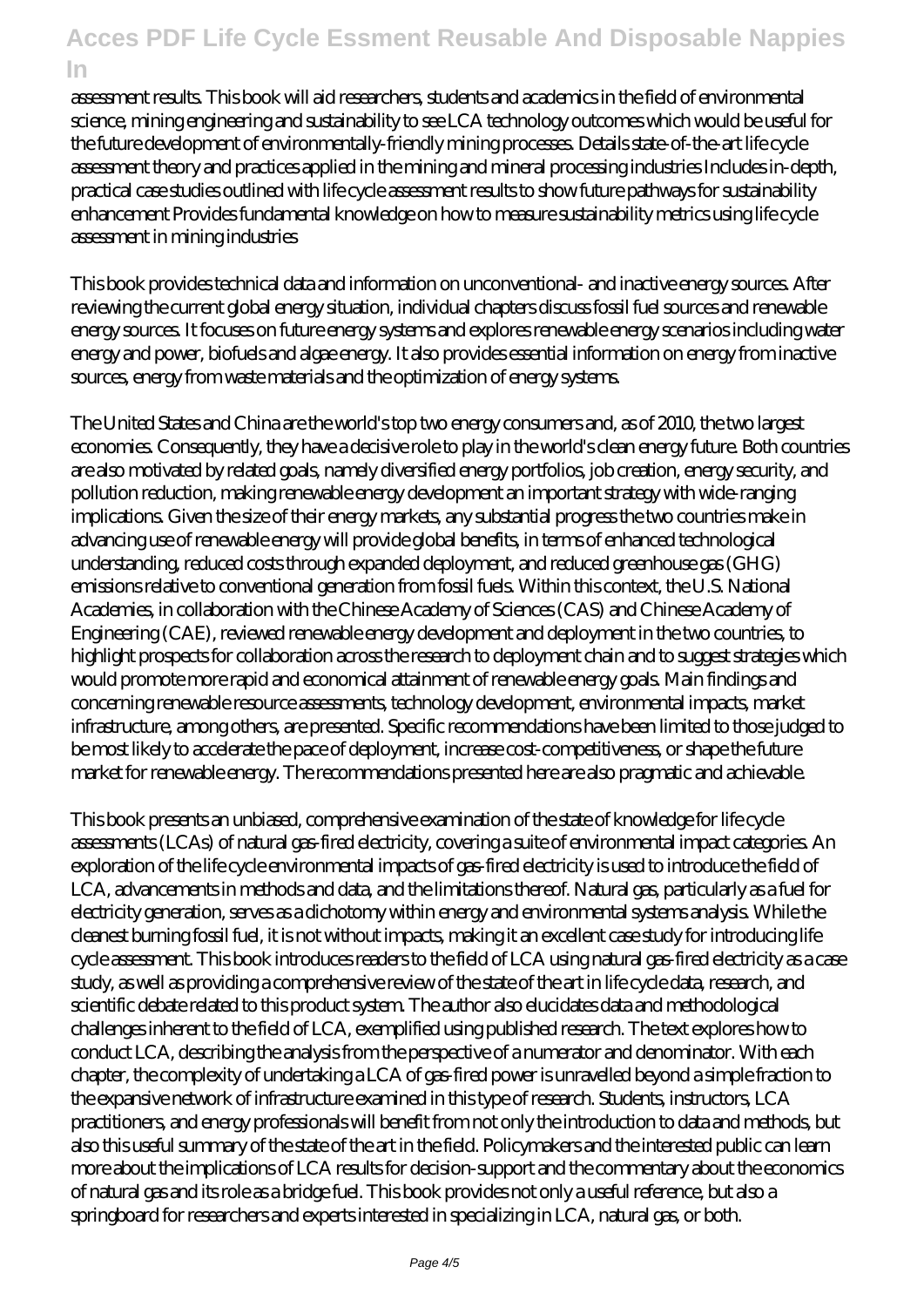assessment results. This book will aid researchers, students and academics in the field of environmental science, mining engineering and sustainability to see LCA technology outcomes which would be useful for the future development of environmentally-friendly mining processes. Details state-of-the-art life cycle assessment theory and practices applied in the mining and mineral processing industries Includes in-depth, practical case studies outlined with life cycle assessment results to show future pathways for sustainability enhancement Provides fundamental knowledge on how to measure sustainability metrics using life cycle assessment in mining industries

This book provides technical data and information on unconventional- and inactive energy sources. After reviewing the current global energy situation, individual chapters discuss fossil fuel sources and renewable energy sources. It focuses on future energy systems and explores renewable energy scenarios including water energy and power, biofuels and algae energy. It also provides essential information on energy from inactive sources, energy from waste materials and the optimization of energy systems.

The United States and China are the world's top two energy consumers and, as of 2010, the two largest economies. Consequently, they have a decisive role to play in the world's clean energy future. Both countries are also motivated by related goals, namely diversified energy portfolios, job creation, energy security, and pollution reduction, making renewable energy development an important strategy with wide-ranging implications. Given the size of their energy markets, any substantial progress the two countries make in advancing use of renewable energy will provide global benefits, in terms of enhanced technological understanding, reduced costs through expanded deployment, and reduced greenhouse gas (GHG) emissions relative to conventional generation from fossil fuels. Within this context, the U.S. National Academies, in collaboration with the Chinese Academy of Sciences (CAS) and Chinese Academy of Engineering (CAE), reviewed renewable energy development and deployment in the two countries, to highlight prospects for collaboration across the research to deployment chain and to suggest strategies which would promote more rapid and economical attainment of renewable energy goals. Main findings and concerning renewable resource assessments, technology development, environmental impacts, market infrastructure, among others, are presented. Specific recommendations have been limited to those judged to be most likely to accelerate the pace of deployment, increase cost-competitiveness, or shape the future market for renewable energy. The recommendations presented here are also pragmatic and achievable.

This book presents an unbiased, comprehensive examination of the state of knowledge for life cycle assessments (LCAs) of natural gas-fired electricity, covering a suite of environmental impact categories. An exploration of the life cycle environmental impacts of gas-fired electricity is used to introduce the field of LCA, advancements in methods and data, and the limitations thereof. Natural gas, particularly as a fuel for electricity generation, serves as a dichotomy within energy and environmental systems analysis. While the cleanest burning fossil fuel, it is not without impacts, making it an excellent case study for introducing life cycle assessment. This book introduces readers to the field of LCA using natural gas-fired electricity as a case study, as well as providing a comprehensive review of the state of the art in life cycle data, research, and scientific debate related to this product system. The author also elucidates data and methodological challenges inherent to the field of LCA, exemplified using published research. The text explores how to conduct LCA, describing the analysis from the perspective of a numerator and denominator. With each chapter, the complexity of undertaking a LCA of gas-fired power is unravelled beyond a simple fraction to the expansive network of infrastructure examined in this type of research. Students, instructors, LCA practitioners, and energy professionals will benefit from not only the introduction to data and methods, but also this useful summary of the state of the art in the field. Policymakers and the interested public can learn more about the implications of LCA results for decision-support and the commentary about the economics of natural gas and its role as a bridge fuel. This book provides not only a useful reference, but also a springboard for researchers and experts interested in specializing in LCA, natural gas, or both.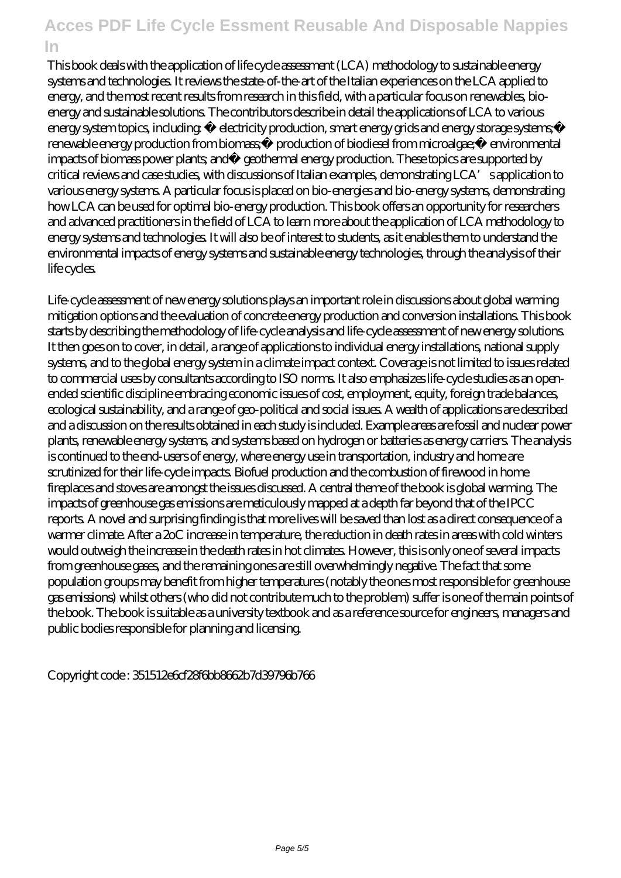This book deals with the application of life cycle assessment (LCA) methodology to sustainable energy systems and technologies. It reviews the state-of-the-art of the Italian experiences on the LCA applied to energy, and the most recent results from research in this field, with a particular focus on renewables, bio-energy and sustainable solutions. The contributors describe in detail the applications of LCA to various energy system topics, including: • electricity production, smart energy grids and energy storage systems;• renewable energy production from biomass;• production of biodiesel from microalgae;• environmental impacts of biomass power plants; and• geothermal energy production. These topics are supported by critical reviews and case studies, with discussions of Italian examples, demonstrating LCA's application to various energy systems. A particular focus is placed on bio-energies and bio-energy systems, demonstrating how LCA can be used for optimal bio-energy production. This book offers an opportunity for researchers and advanced practitioners in the field of LCA to learn more about the application of LCA methodology to energy systems and technologies. It will also be of interest to students, as it enables them to understand the environmental impacts of energy systems and sustainable energy technologies, through the analysis of their life cycles.

Life-cycle assessment of new energy solutions plays an important role in discussions about global warming mitigation options and the evaluation of concrete energy production and conversion installations. This book starts by describing the methodology of life-cycle analysis and life-cycle assessment of new energy solutions. It then goes on to cover, in detail, a range of applications to individual energy installations, national supply systems, and to the global energy system in a climate impact context. Coverage is not limited to issues related to commercial uses by consultants according to ISO norms. It also emphasizes life-cycle studies as an open-ended scientific discipline embracing economic issues of cost, employment, equity, foreign trade balances, ecological sustainability, and a range of geo-political and social issues. A wealth of applications are described and a discussion on the results obtained in each study is included. Example areas are fossil and nuclear power plants, renewable energy systems, and systems based on hydrogen or batteries as energy carriers. The analysis is continued to the end-users of energy, where energy use in transportation, industry and home are scrutinized for their life-cycle impacts. Biofuel production and the combustion of firewood in home fireplaces and stoves are amongst the issues discussed. A central theme of the book is global warming. The impacts of greenhouse gas emissions are meticulously mapped at a depth far beyond that of the IPCC reports. A novel and surprising finding is that more lives will be saved than lost as a direct consequence of a warmer climate. After a 2oC increase in temperature, the reduction in death rates in areas with cold winters would outweigh the increase in the death rates in hot climates. However, this is only one of several impacts from greenhouse gases, and the remaining ones are still overwhelmingly negative. The fact that some population groups may benefit from higher temperatures (notably the ones most responsible for greenhouse gas emissions) whilst others (who did not contribute much to the problem) suffer is one of the main points of the book. The book is suitable as a university textbook and as a reference source for engineers, managers and public bodies responsible for planning and licensing.

Copyright code : 351512e6cf28f6bb8662b7d39796b766